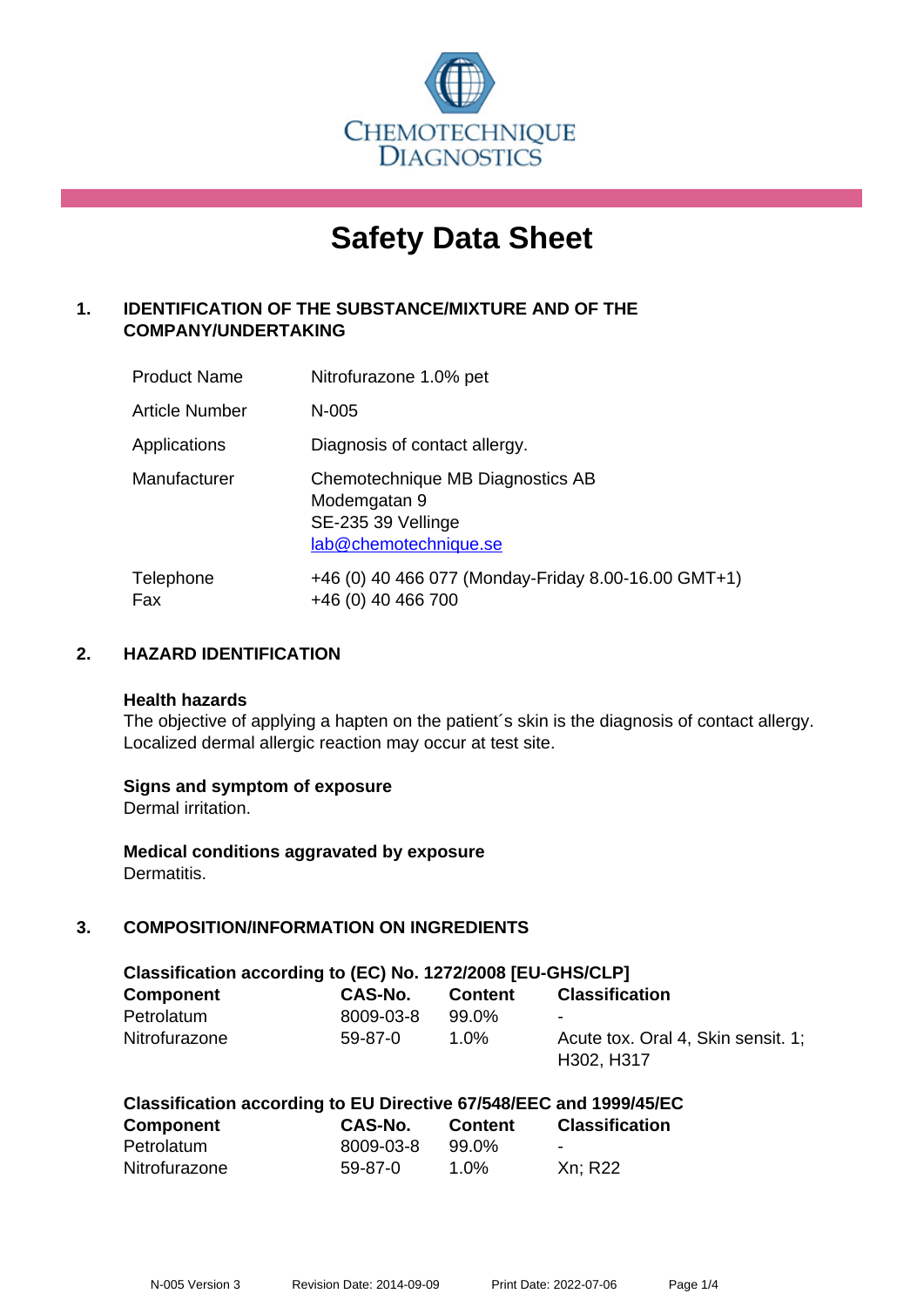CHEMOTECHNIQUE DIAGNOSTICS

# Safety Data Sheet

## 1. IDENTIFICATION OF THE SUBSTANCE/MIXTURE AND OF THE COMPANY/UNDERTAKING

| | |
|---|---|
| Product Name | Nitrofurazone 1.0% pet |
| Article Number | N-005 |
| Applications | Diagnosis of contact allergy. |
| Manufacturer | Chemotechnique MB Diagnostics AB<br>Modemgatan 9<br>SE-235 39 Vellinge<br>lab@chemotechnique.se |
| Telephone<br>Fax | +46 (0) 40 466 077 (Monday-Friday 8.00-16.00 GMT+1)<br>+46 (0) 40 466 700 |

## 2. HAZARD IDENTIFICATION

### Health hazards

The objective of applying a hapten on the patient´s skin is the diagnosis of contact allergy. Localized dermal allergic reaction may occur at test site.

### Signs and symptom of exposure

Dermal irritation.

### Medical conditions aggravated by exposure

Dermatitis.

## 3. COMPOSITION/INFORMATION ON INGREDIENTS

**Classification according to (EC) No. 1272/2008 [EU-GHS/CLP]**

| Component | CAS-No. | Content | Classification |
|---|---|---|---|
| Petrolatum | 8009-03-8 | 99.0% | - |
| Nitrofurazone | 59-87-0 | 1.0% | Acute tox. Oral 4, Skin sensit. 1; H302, H317 |

**Classification according to EU Directive 67/548/EEC and 1999/45/EC**

| Component | CAS-No. | Content | Classification |
|---|---|---|---|
| Petrolatum | 8009-03-8 | 99.0% | - |
| Nitrofurazone | 59-87-0 | 1.0% | Xn; R22 |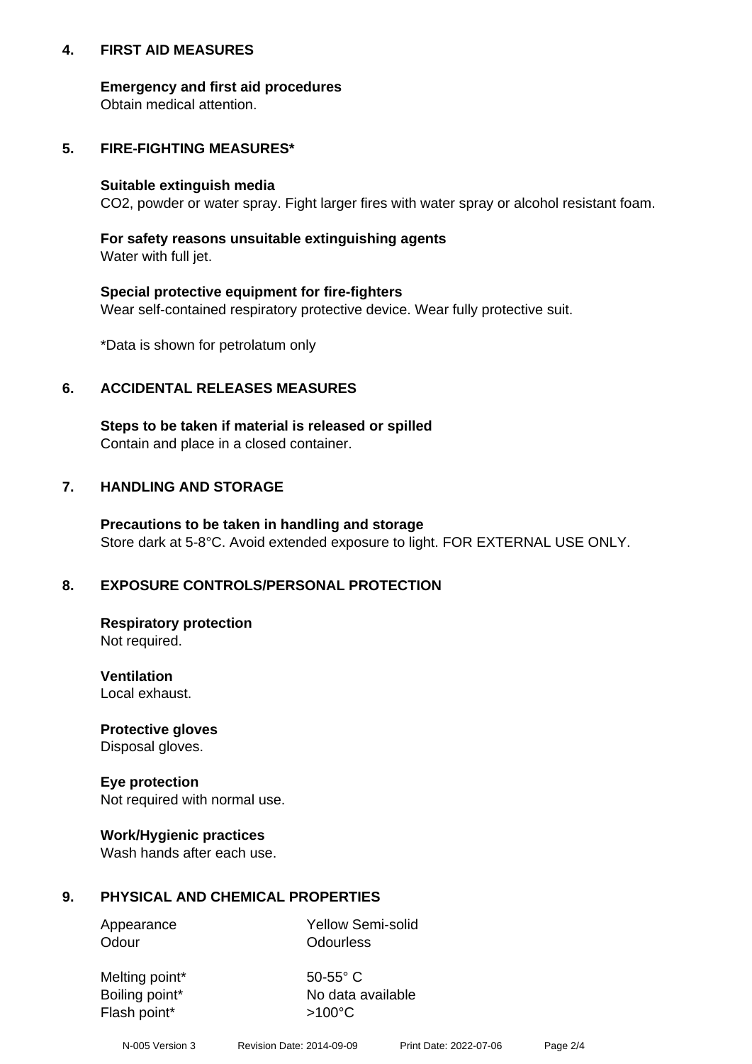## 4. FIRST AID MEASURES

**Emergency and first aid procedures**
Obtain medical attention.

## 5. FIRE-FIGHTING MEASURES*

**Suitable extinguish media**
$CO_2$, powder or water spray. Fight larger fires with water spray or alcohol resistant foam.

**For safety reasons unsuitable extinguishing agents**
Water with full jet.

**Special protective equipment for fire-fighters**
Wear self-contained respiratory protective device. Wear fully protective suit.

*Data is shown for petrolatum only

## 6. ACCIDENTAL RELEASES MEASURES

**Steps to be taken if material is released or spilled**
Contain and place in a closed container.

## 7. HANDLING AND STORAGE

**Precautions to be taken in handling and storage**
Store dark at 5-8°C. Avoid extended exposure to light. FOR EXTERNAL USE ONLY.

## 8. EXPOSURE CONTROLS/PERSONAL PROTECTION

**Respiratory protection**
Not required.

**Ventilation**
Local exhaust.

**Protective gloves**
Disposal gloves.

**Eye protection**
Not required with normal use.

**Work/Hygienic practices**
Wash hands after each use.

## 9. PHYSICAL AND CHEMICAL PROPERTIES

| | |
|---|---|
| Appearance | Yellow Semi-solid |
| Odour | Odourless |
| Melting point* | 50-55° C |
| Boiling point* | No data available |
| Flash point* | >100°C |

N-005 Version 3 Revision Date: 2014-09-09 Print Date: 2022-07-06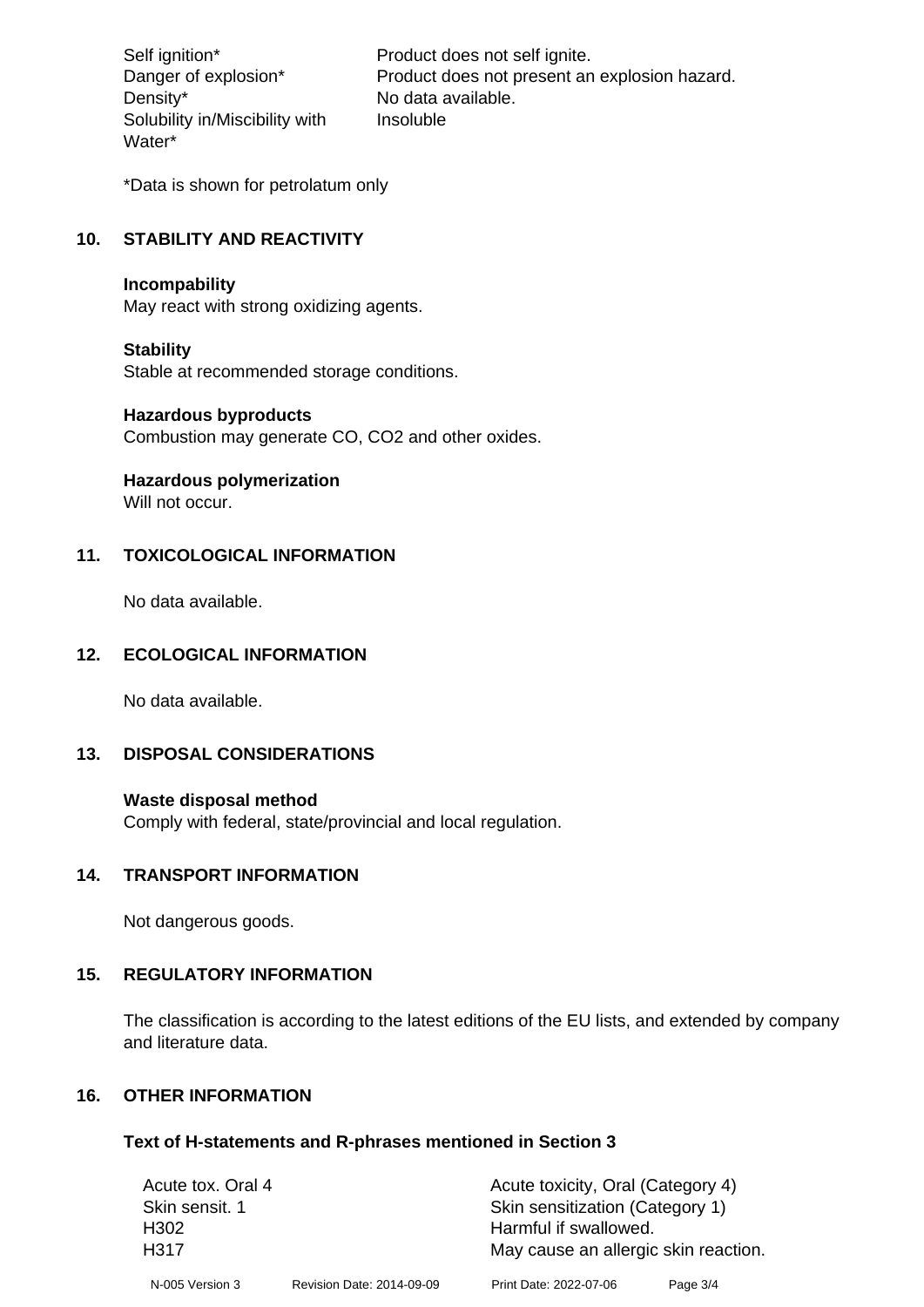| | |
|---|---|
| Self ignition* | Product does not self ignite. |
| Danger of explosion* | Product does not present an explosion hazard. |
| Density* | No data available. |
| Solubility in/Miscibility with Water* | Insoluble |

*Data is shown for petrolatum only

## 10. STABILITY AND REACTIVITY

**Incompability**
May react with strong oxidizing agents.

**Stability**
Stable at recommended storage conditions.

**Hazardous byproducts**
Combustion may generate CO, $CO_2$ and other oxides.

**Hazardous polymerization**
Will not occur.

## 11. TOXICOLOGICAL INFORMATION

No data available.

## 12. ECOLOGICAL INFORMATION

No data available.

## 13. DISPOSAL CONSIDERATIONS

**Waste disposal method**
Comply with federal, state/provincial and local regulation.

## 14. TRANSPORT INFORMATION

Not dangerous goods.

## 15. REGULATORY INFORMATION

The classification is according to the latest editions of the EU lists, and extended by company and literature data.

## 16. OTHER INFORMATION

### Text of H-statements and R-phrases mentioned in Section 3

| | |
|---|---|
| Acute tox. Oral 4 | Acute toxicity, Oral (Category 4) |
| Skin sensit. 1 | Skin sensitization (Category 1) |
| H302 | Harmful if swallowed. |
| H317 | May cause an allergic skin reaction. |

N-005 Version 3 Revision Date: 2014-09-09 Print Date: 2022-07-06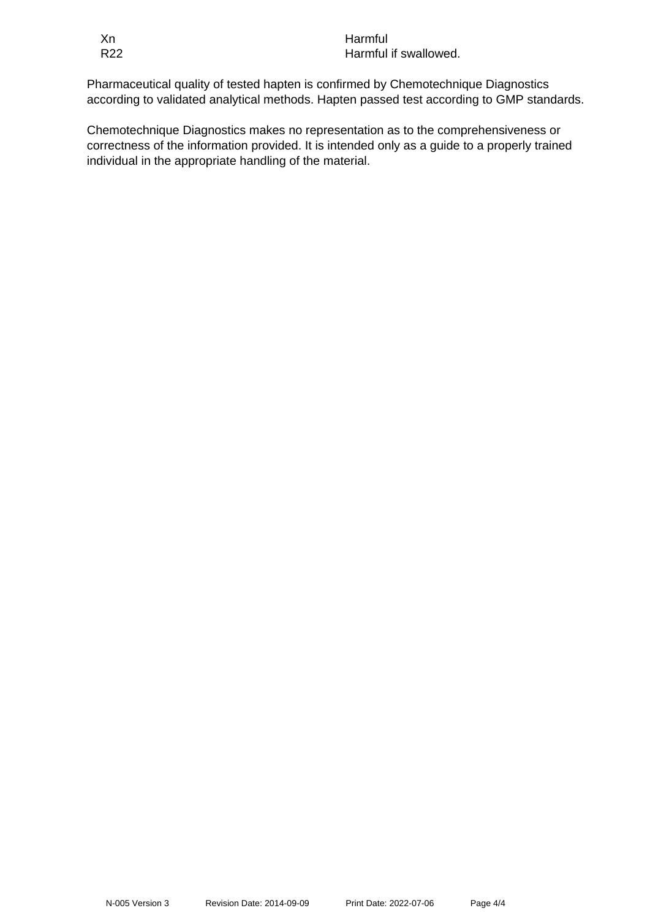| | |
|---|---|
| Xn | Harmful |
| R22 | Harmful if swallowed. |

Pharmaceutical quality of tested hapten is confirmed by Chemotechnique Diagnostics according to validated analytical methods. Hapten passed test according to GMP standards.

Chemotechnique Diagnostics makes no representation as to the comprehensiveness or correctness of the information provided. It is intended only as a guide to a properly trained individual in the appropriate handling of the material.